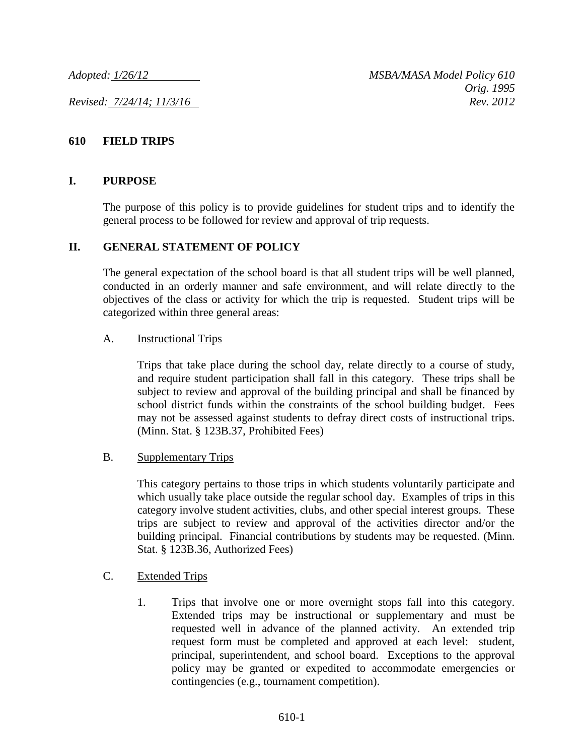*Adopted: 1/26/12* *MSBA/MASA Model Policy 610*
*Orig. 1995*
*Revised: 7/24/14; 11/3/16* *Rev. 2012*

# 610 FIELD TRIPS

## I. PURPOSE

The purpose of this policy is to provide guidelines for student trips and to identify the general process to be followed for review and approval of trip requests.

## II. GENERAL STATEMENT OF POLICY

The general expectation of the school board is that all student trips will be well planned, conducted in an orderly manner and safe environment, and will relate directly to the objectives of the class or activity for which the trip is requested. Student trips will be categorized within three general areas:

A. Instructional Trips

Trips that take place during the school day, relate directly to a course of study, and require student participation shall fall in this category. These trips shall be subject to review and approval of the building principal and shall be financed by school district funds within the constraints of the school building budget. Fees may not be assessed against students to defray direct costs of instructional trips. (Minn. Stat. § 123B.37, Prohibited Fees)

B. Supplementary Trips

This category pertains to those trips in which students voluntarily participate and which usually take place outside the regular school day. Examples of trips in this category involve student activities, clubs, and other special interest groups. These trips are subject to review and approval of the activities director and/or the building principal. Financial contributions by students may be requested. (Minn. Stat. § 123B.36, Authorized Fees)

C. Extended Trips

1. Trips that involve one or more overnight stops fall into this category. Extended trips may be instructional or supplementary and must be requested well in advance of the planned activity. An extended trip request form must be completed and approved at each level: student, principal, superintendent, and school board. Exceptions to the approval policy may be granted or expedited to accommodate emergencies or contingencies (e.g., tournament competition).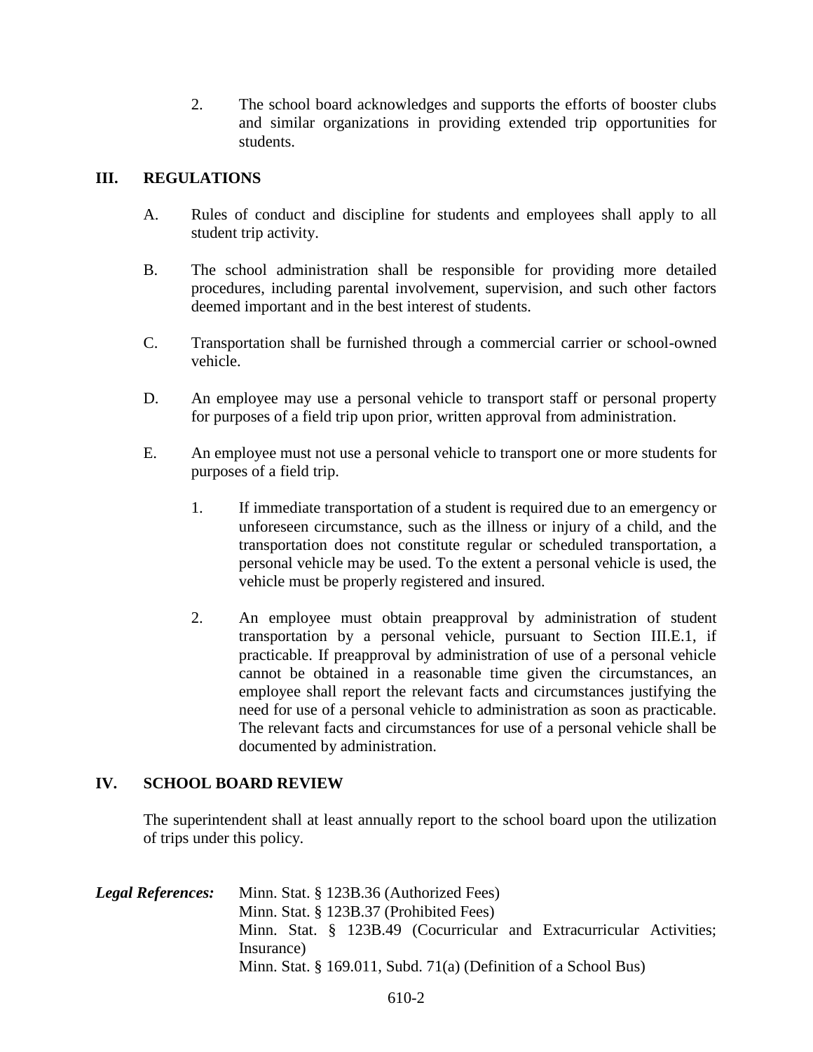2. The school board acknowledges and supports the efforts of booster clubs and similar organizations in providing extended trip opportunities for students.

## III. REGULATIONS

A. Rules of conduct and discipline for students and employees shall apply to all student trip activity.

B. The school administration shall be responsible for providing more detailed procedures, including parental involvement, supervision, and such other factors deemed important and in the best interest of students.

C. Transportation shall be furnished through a commercial carrier or school-owned vehicle.

D. An employee may use a personal vehicle to transport staff or personal property for purposes of a field trip upon prior, written approval from administration.

E. An employee must not use a personal vehicle to transport one or more students for purposes of a field trip.

1. If immediate transportation of a student is required due to an emergency or unforeseen circumstance, such as the illness or injury of a child, and the transportation does not constitute regular or scheduled transportation, a personal vehicle may be used. To the extent a personal vehicle is used, the vehicle must be properly registered and insured.

2. An employee must obtain preapproval by administration of student transportation by a personal vehicle, pursuant to Section III.E.1, if practicable. If preapproval by administration of use of a personal vehicle cannot be obtained in a reasonable time given the circumstances, an employee shall report the relevant facts and circumstances justifying the need for use of a personal vehicle to administration as soon as practicable. The relevant facts and circumstances for use of a personal vehicle shall be documented by administration.

## IV. SCHOOL BOARD REVIEW

The superintendent shall at least annually report to the school board upon the utilization of trips under this policy.

***Legal References:*** Minn. Stat. § 123B.36 (Authorized Fees)
Minn. Stat. § 123B.37 (Prohibited Fees)
Minn. Stat. § 123B.49 (Cocurricular and Extracurricular Activities; Insurance)
Minn. Stat. § 169.011, Subd. 71(a) (Definition of a School Bus)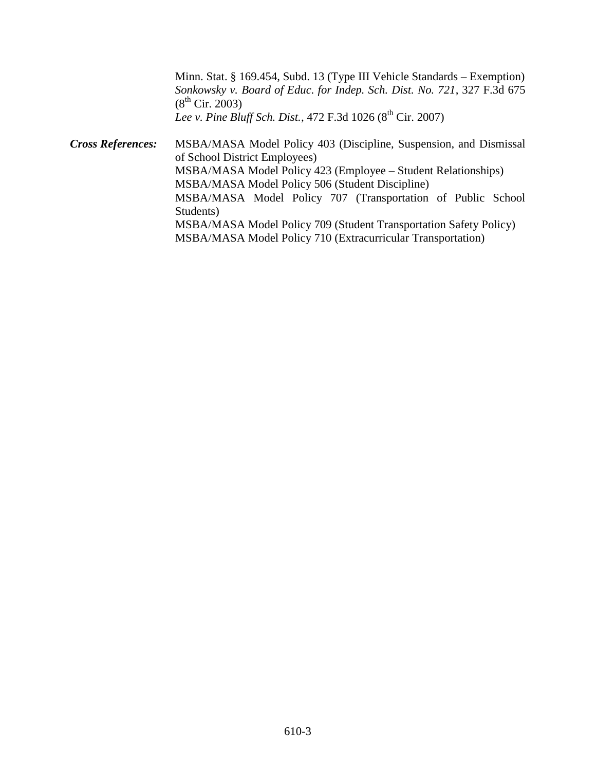Minn. Stat. § 169.454, Subd. 13 (Type III Vehicle Standards – Exemption)
*Sonkowsky v. Board of Educ. for Indep. Sch. Dist. No. 721*, 327 F.3d 675 (8th Cir. 2003)
*Lee v. Pine Bluff Sch. Dist.*, 472 F.3d 1026 (8th Cir. 2007)

***Cross References:*** MSBA/MASA Model Policy 403 (Discipline, Suspension, and Dismissal of School District Employees)
MSBA/MASA Model Policy 423 (Employee – Student Relationships)
MSBA/MASA Model Policy 506 (Student Discipline)
MSBA/MASA Model Policy 707 (Transportation of Public School Students)
MSBA/MASA Model Policy 709 (Student Transportation Safety Policy)
MSBA/MASA Model Policy 710 (Extracurricular Transportation)